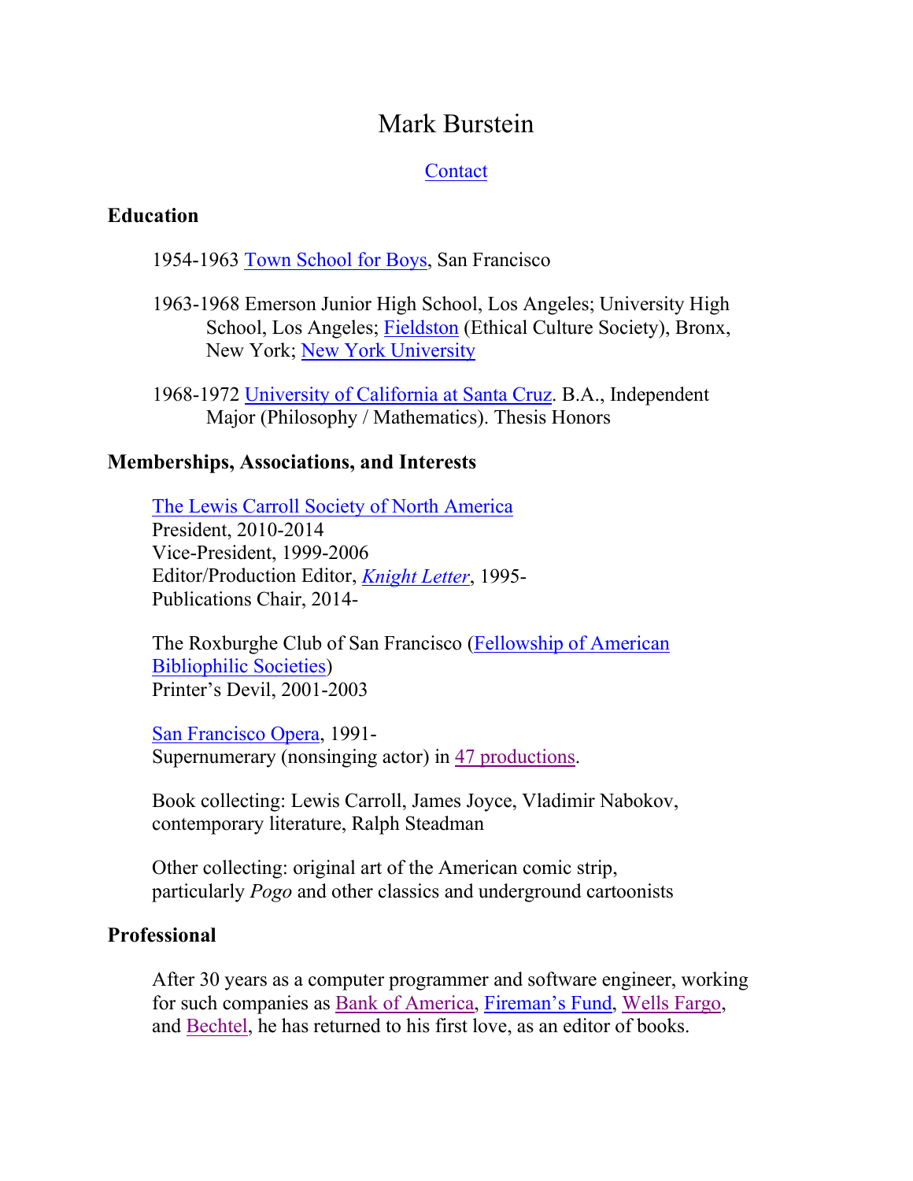# Mark Burstein

Contact

## Education

1954-1963 Town School for Boys, San Francisco

1963-1968 Emerson Junior High School, Los Angeles; University High School, Los Angeles; Fieldston (Ethical Culture Society), Bronx, New York; New York University

1968-1972 University of California at Santa Cruz. B.A., Independent Major (Philosophy / Mathematics). Thesis Honors

## Memberships, Associations, and Interests

The Lewis Carroll Society of North America
President, 2010-2014
Vice-President, 1999-2006
Editor/Production Editor, *Knight Letter*, 1995-
Publications Chair, 2014-

The Roxburghe Club of San Francisco (Fellowship of American Bibliophilic Societies)
Printer's Devil, 2001-2003

San Francisco Opera, 1991-
Supernumerary (nonsinging actor) in 47 productions.

Book collecting: Lewis Carroll, James Joyce, Vladimir Nabokov, contemporary literature, Ralph Steadman

Other collecting: original art of the American comic strip, particularly *Pogo* and other classics and underground cartoonists

## Professional

After 30 years as a computer programmer and software engineer, working for such companies as Bank of America, Fireman's Fund, Wells Fargo, and Bechtel, he has returned to his first love, as an editor of books.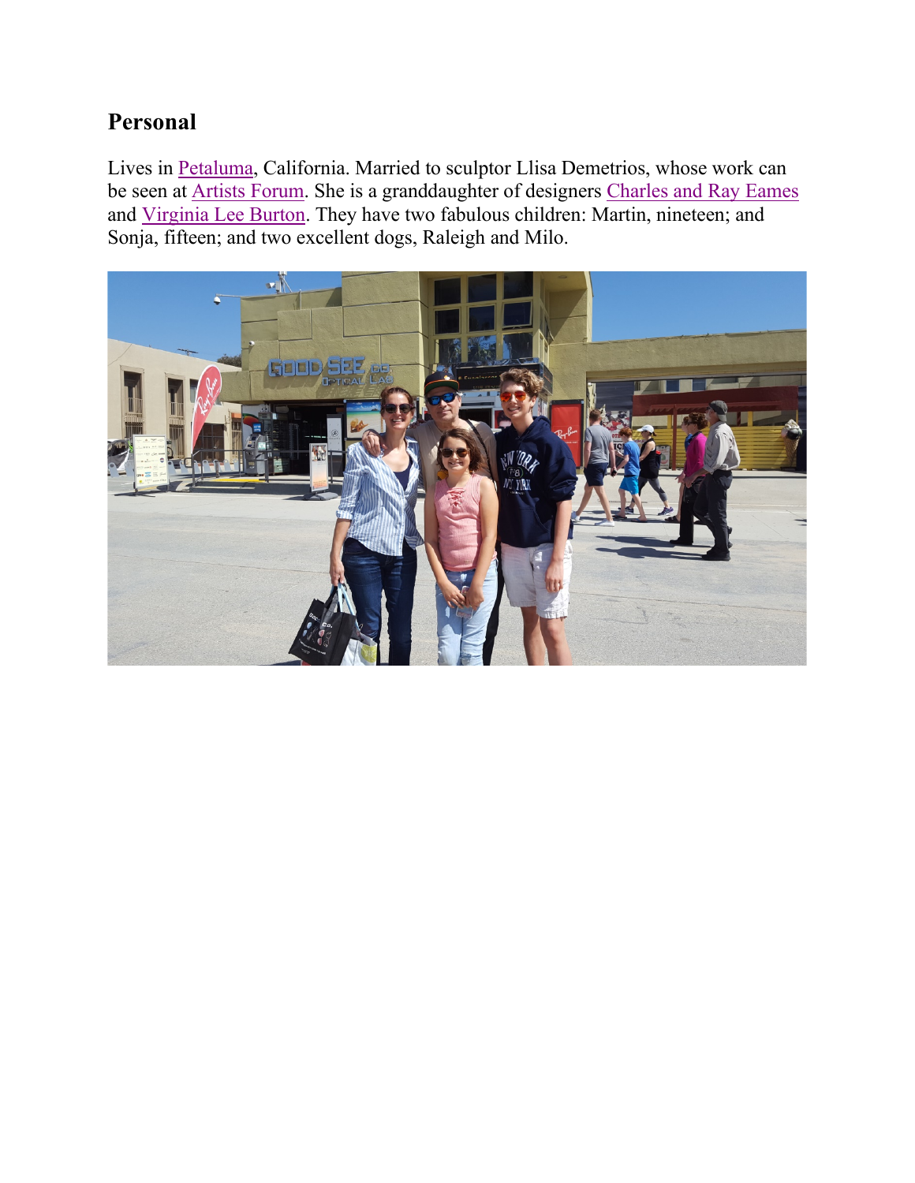## Personal

Lives in Petaluma, California. Married to sculptor Llisa Demetrios, whose work can be seen at Artists Forum. She is a granddaughter of designers Charles and Ray Eames and Virginia Lee Burton. They have two fabulous children: Martin, nineteen; and Sonja, fifteen; and two excellent dogs, Raleigh and Milo.